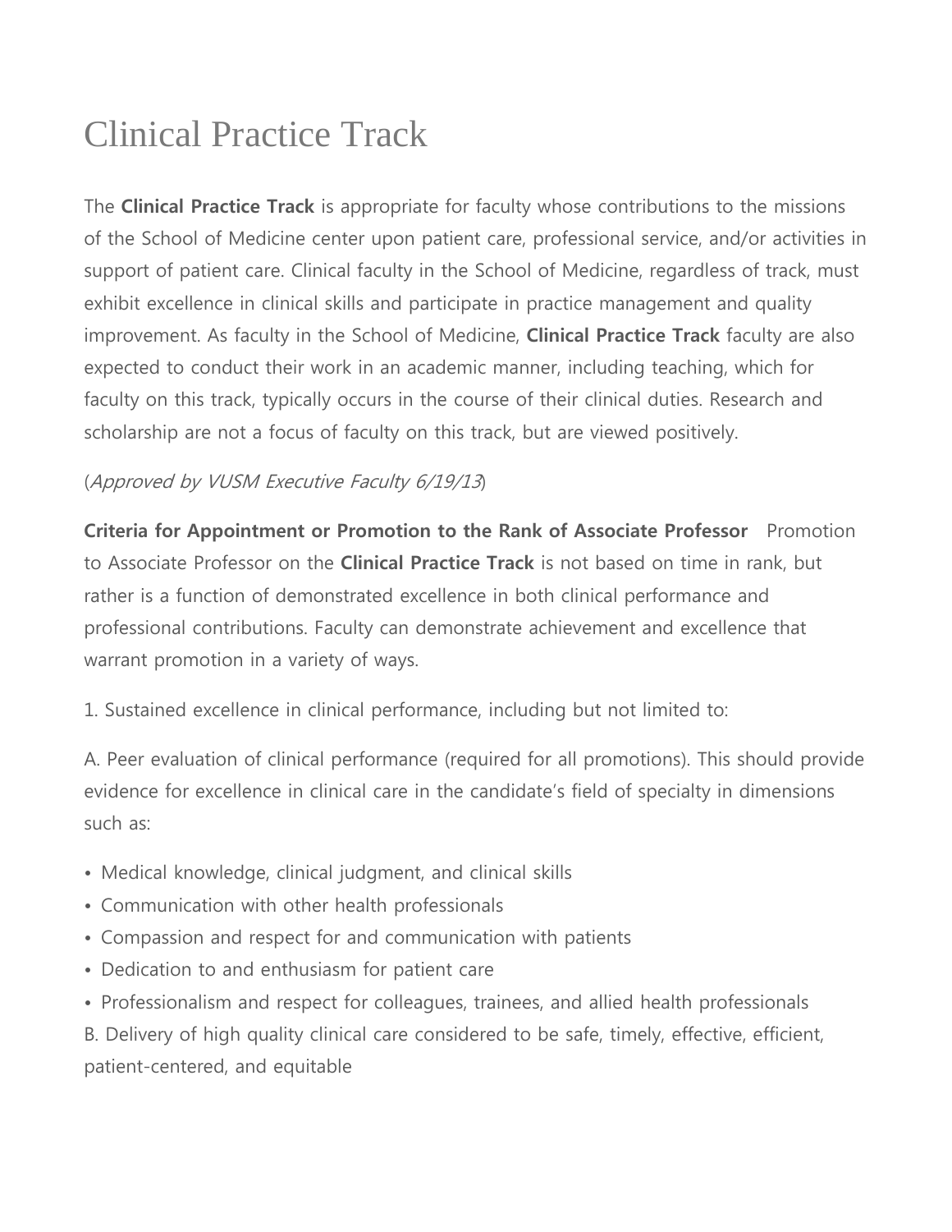# Clinical Practice Track

The **Clinical Practice Track** is appropriate for faculty whose contributions to the missions of the School of Medicine center upon patient care, professional service, and/or activities in support of patient care. Clinical faculty in the School of Medicine, regardless of track, must exhibit excellence in clinical skills and participate in practice management and quality improvement. As faculty in the School of Medicine, **Clinical Practice Track** faculty are also expected to conduct their work in an academic manner, including teaching, which for faculty on this track, typically occurs in the course of their clinical duties. Research and scholarship are not a focus of faculty on this track, but are viewed positively.

(*Approved by VUSM Executive Faculty 6/19/13*)

**Criteria for Appointment or Promotion to the Rank of Associate Professor** Promotion to Associate Professor on the **Clinical Practice Track** is not based on time in rank, but rather is a function of demonstrated excellence in both clinical performance and professional contributions. Faculty can demonstrate achievement and excellence that warrant promotion in a variety of ways.

1. Sustained excellence in clinical performance, including but not limited to:

A. Peer evaluation of clinical performance (required for all promotions). This should provide evidence for excellence in clinical care in the candidate's field of specialty in dimensions such as:

- Medical knowledge, clinical judgment, and clinical skills
- Communication with other health professionals
- Compassion and respect for and communication with patients
- Dedication to and enthusiasm for patient care
- Professionalism and respect for colleagues, trainees, and allied health professionals

B. Delivery of high quality clinical care considered to be safe, timely, effective, efficient, patient-centered, and equitable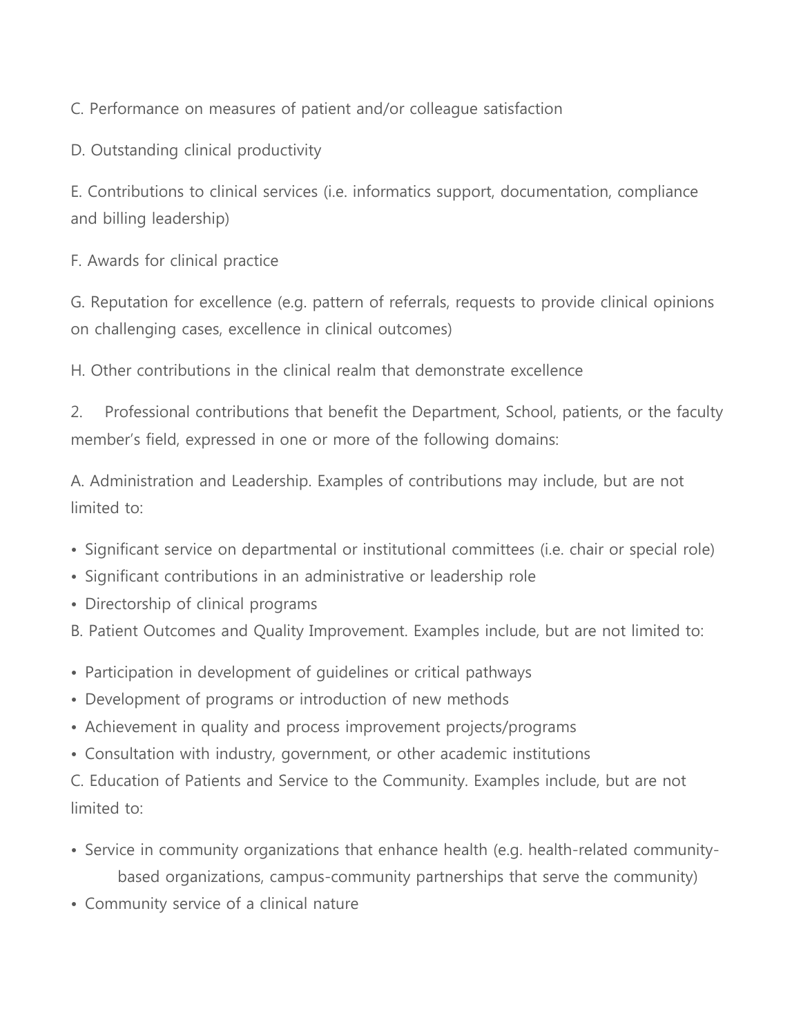C. Performance on measures of patient and/or colleague satisfaction

D. Outstanding clinical productivity

E. Contributions to clinical services (i.e. informatics support, documentation, compliance and billing leadership)

F. Awards for clinical practice

G. Reputation for excellence (e.g. pattern of referrals, requests to provide clinical opinions on challenging cases, excellence in clinical outcomes)

H. Other contributions in the clinical realm that demonstrate excellence

2. Professional contributions that benefit the Department, School, patients, or the faculty member's field, expressed in one or more of the following domains:

A. Administration and Leadership. Examples of contributions may include, but are not limited to:

- Significant service on departmental or institutional committees (i.e. chair or special role)
- Significant contributions in an administrative or leadership role
- Directorship of clinical programs

B. Patient Outcomes and Quality Improvement. Examples include, but are not limited to:

- Participation in development of guidelines or critical pathways
- Development of programs or introduction of new methods
- Achievement in quality and process improvement projects/programs
- Consultation with industry, government, or other academic institutions

C. Education of Patients and Service to the Community. Examples include, but are not limited to:

- Service in community organizations that enhance health (e.g. health-related community-based organizations, campus-community partnerships that serve the community)
- Community service of a clinical nature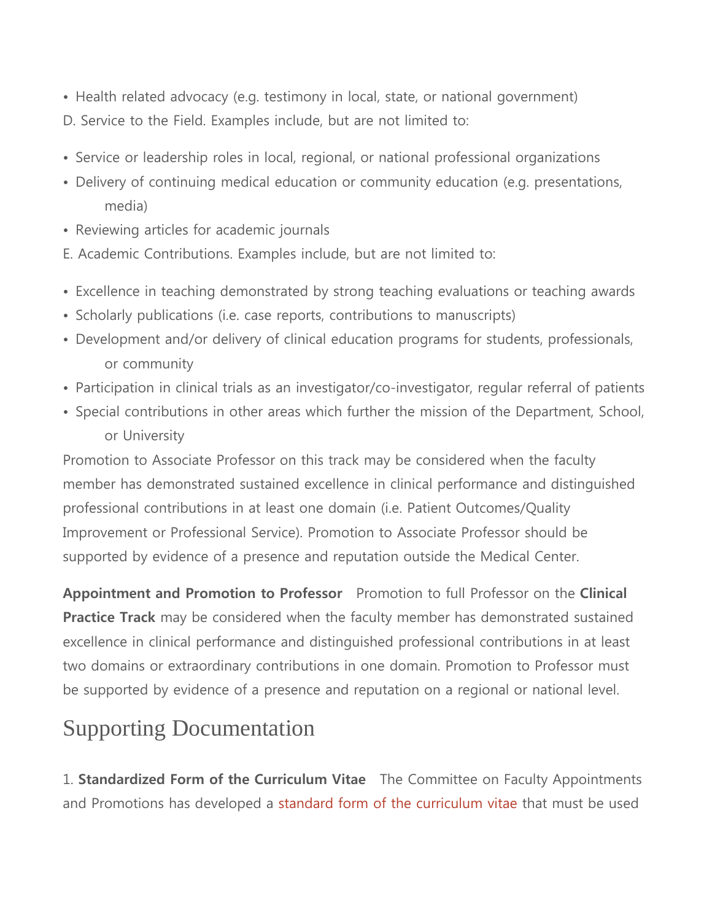- Health related advocacy (e.g. testimony in local, state, or national government)

D. Service to the Field. Examples include, but are not limited to:

- Service or leadership roles in local, regional, or national professional organizations
- Delivery of continuing medical education or community education (e.g. presentations, media)
- Reviewing articles for academic journals

E. Academic Contributions. Examples include, but are not limited to:

- Excellence in teaching demonstrated by strong teaching evaluations or teaching awards
- Scholarly publications (i.e. case reports, contributions to manuscripts)
- Development and/or delivery of clinical education programs for students, professionals, or community
- Participation in clinical trials as an investigator/co-investigator, regular referral of patients
- Special contributions in other areas which further the mission of the Department, School, or University

Promotion to Associate Professor on this track may be considered when the faculty member has demonstrated sustained excellence in clinical performance and distinguished professional contributions in at least one domain (i.e. Patient Outcomes/Quality Improvement or Professional Service). Promotion to Associate Professor should be supported by evidence of a presence and reputation outside the Medical Center.

**Appointment and Promotion to Professor** Promotion to full Professor on the **Clinical Practice Track** may be considered when the faculty member has demonstrated sustained excellence in clinical performance and distinguished professional contributions in at least two domains or extraordinary contributions in one domain. Promotion to Professor must be supported by evidence of a presence and reputation on a regional or national level.

## Supporting Documentation

1. **Standardized Form of the Curriculum Vitae** The Committee on Faculty Appointments and Promotions has developed a standard form of the curriculum vitae that must be used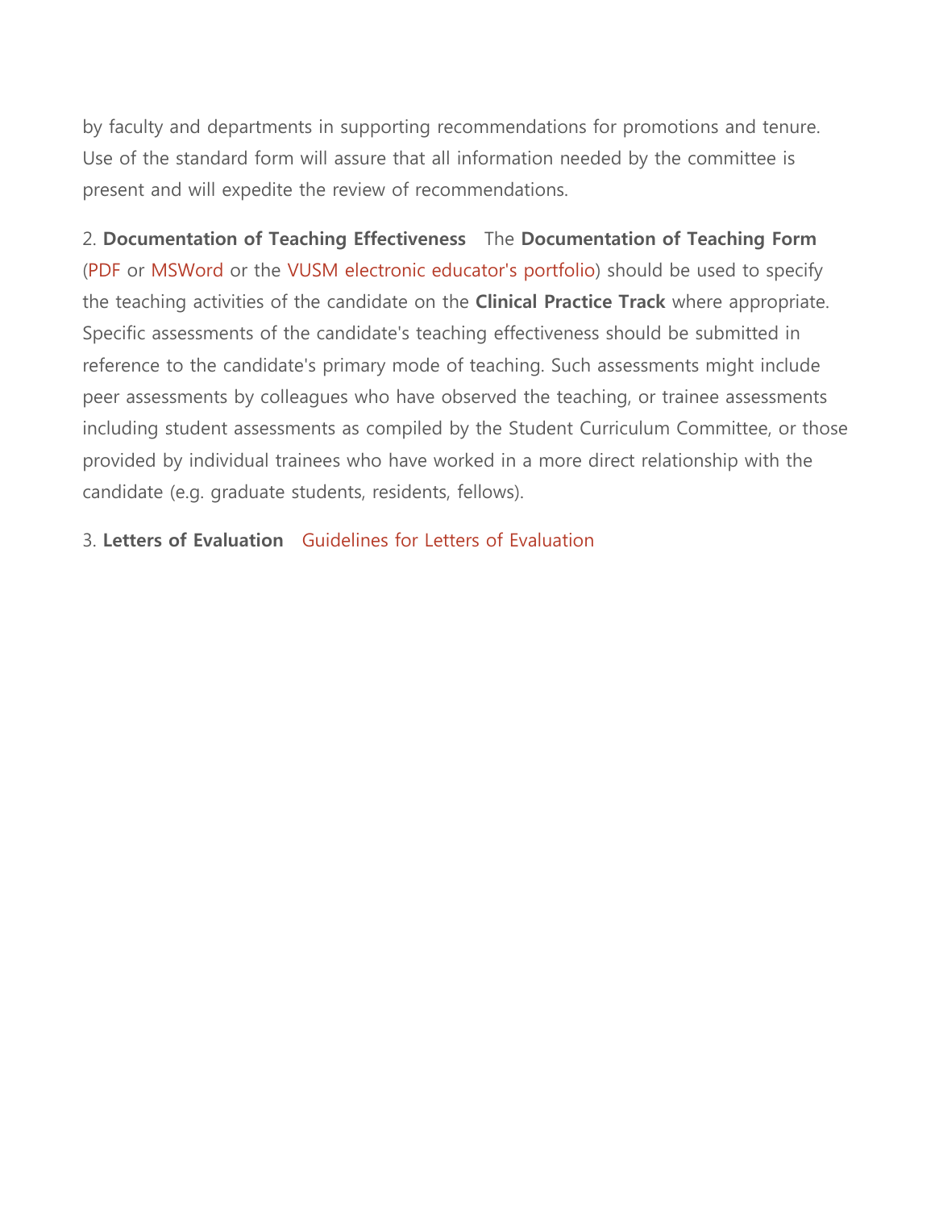by faculty and departments in supporting recommendations for promotions and tenure. Use of the standard form will assure that all information needed by the committee is present and will expedite the review of recommendations.

2. **Documentation of Teaching Effectiveness** The **Documentation of Teaching Form** (PDF or MSWord or the VUSM electronic educator's portfolio) should be used to specify the teaching activities of the candidate on the **Clinical Practice Track** where appropriate. Specific assessments of the candidate's teaching effectiveness should be submitted in reference to the candidate's primary mode of teaching. Such assessments might include peer assessments by colleagues who have observed the teaching, or trainee assessments including student assessments as compiled by the Student Curriculum Committee, or those provided by individual trainees who have worked in a more direct relationship with the candidate (e.g. graduate students, residents, fellows).

3. **Letters of Evaluation** Guidelines for Letters of Evaluation